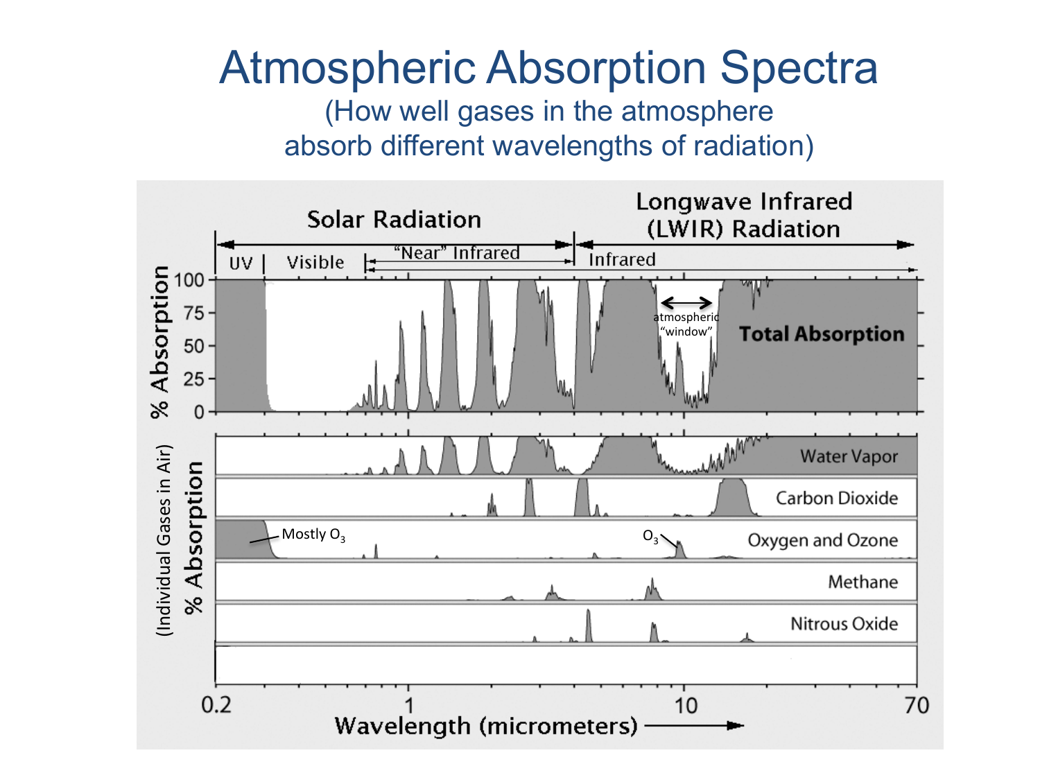# Atmospheric Absorption Spectra

(How well gases in the atmosphere absorb different wavelengths of radiation)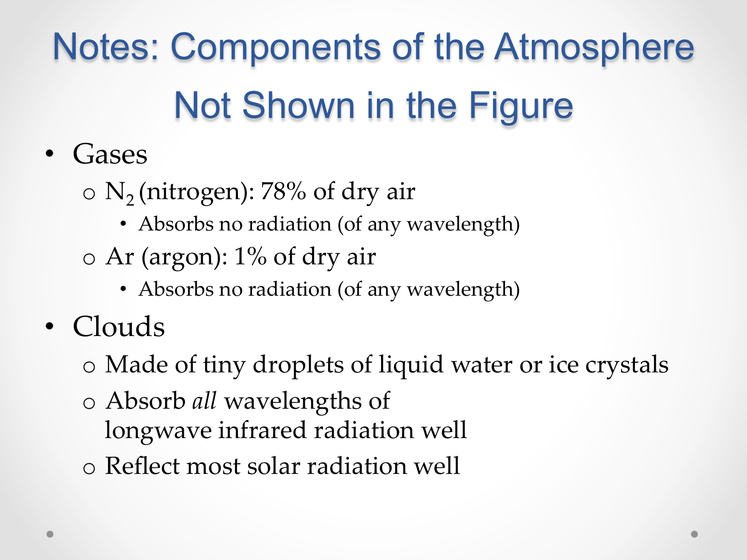# Notes: Components of the Atmosphere Not Shown in the Figure

- Gases
  - $N_2$ (nitrogen): 78% of dry air
    - Absorbs no radiation (of any wavelength)
  - Ar (argon): 1% of dry air
    - Absorbs no radiation (of any wavelength)
- Clouds
  - Made of tiny droplets of liquid water or ice crystals
  - Absorb *all* wavelengths of longwave infrared radiation well
  - Reflect most solar radiation well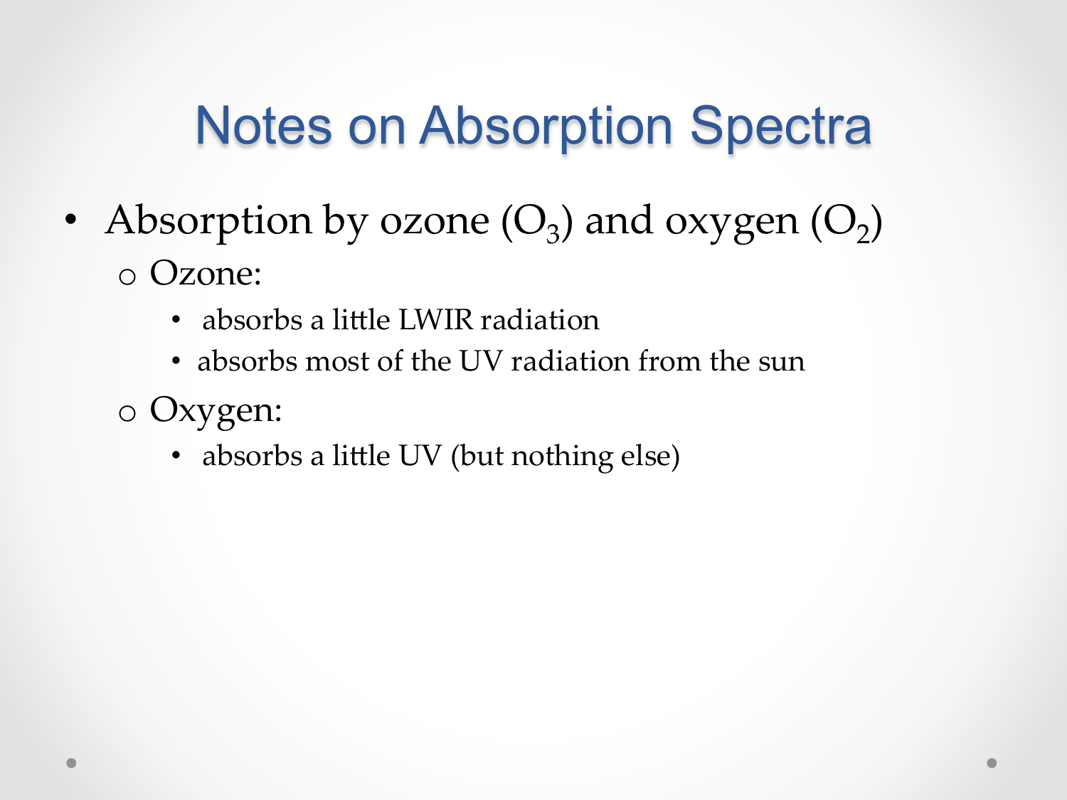# Notes on Absorption Spectra

- Absorption by ozone ($O_3$) and oxygen ($O_2$)
  - Ozone:
    - absorbs a little LWIR radiation
    - absorbs most of the UV radiation from the sun
  - Oxygen:
    - absorbs a little UV (but nothing else)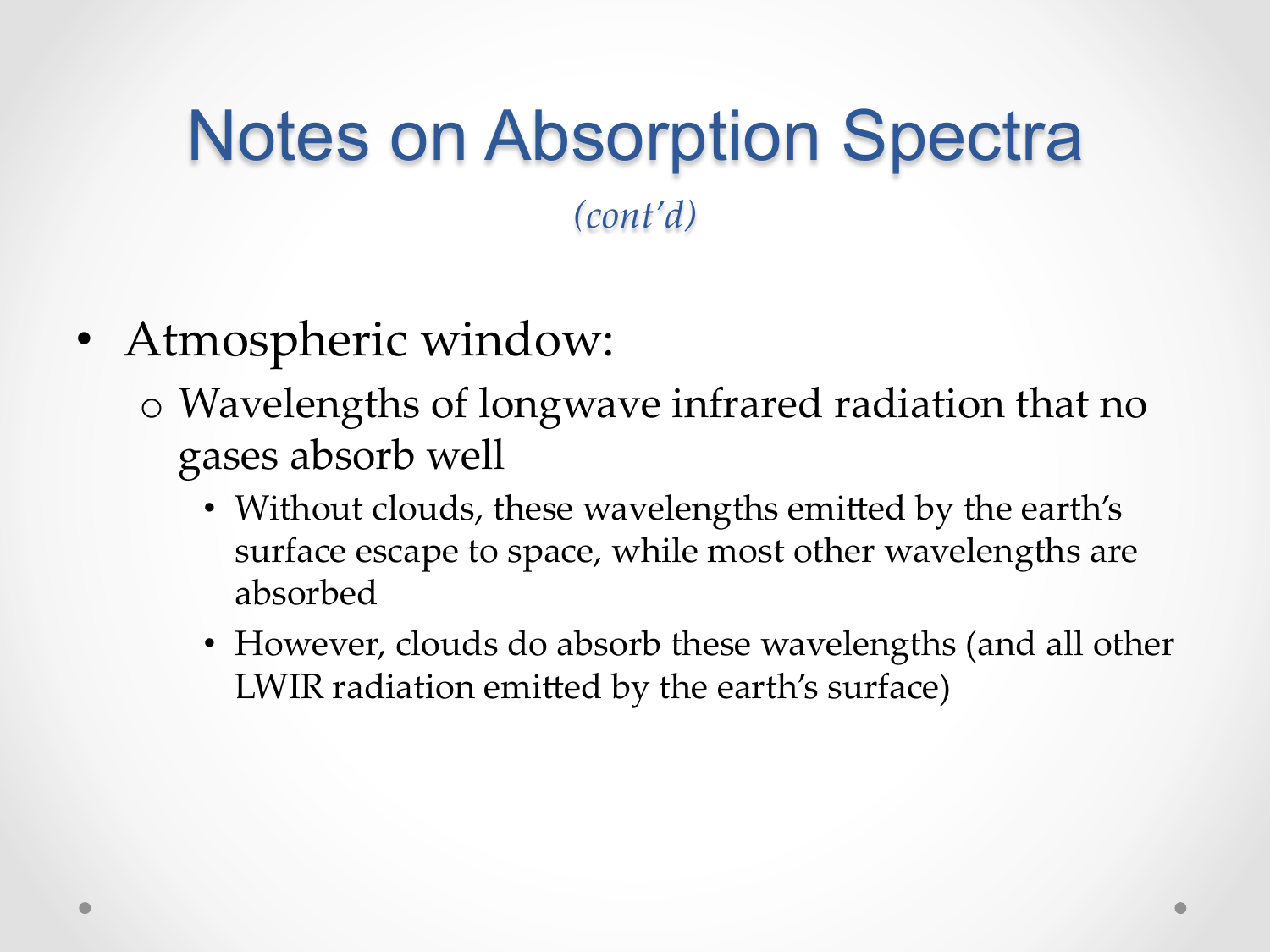# Notes on Absorption Spectra

*(cont'd)*

- Atmospheric window:
  - Wavelengths of longwave infrared radiation that no gases absorb well
    - Without clouds, these wavelengths emitted by the earth's surface escape to space, while most other wavelengths are absorbed
    - However, clouds do absorb these wavelengths (and all other LWIR radiation emitted by the earth's surface)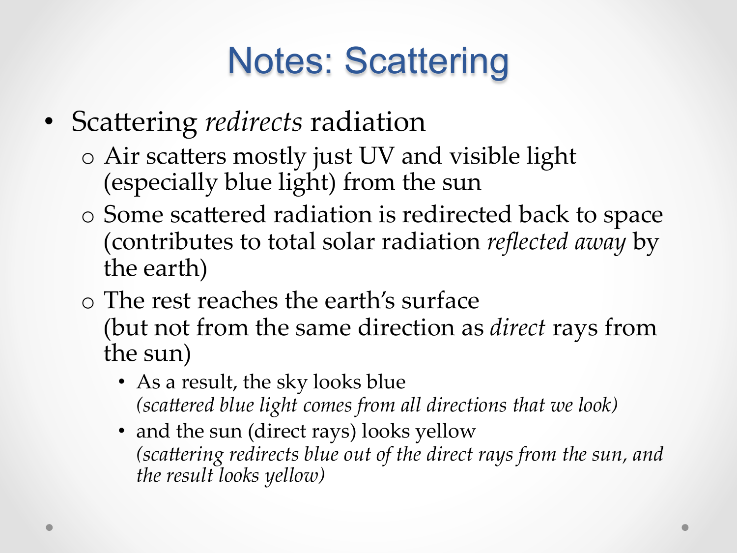# Notes: Scattering

- Scattering *redirects* radiation
  - Air scatters mostly just UV and visible light (especially blue light) from the sun
  - Some scattered radiation is redirected back to space (contributes to total solar radiation *reflected away* by the earth)
  - The rest reaches the earth's surface (but not from the same direction as *direct* rays from the sun)
    - As a result, the sky looks blue *(scattered blue light comes from all directions that we look)*
    - and the sun (direct rays) looks yellow *(scattering redirects blue out of the direct rays from the sun, and the result looks yellow)*